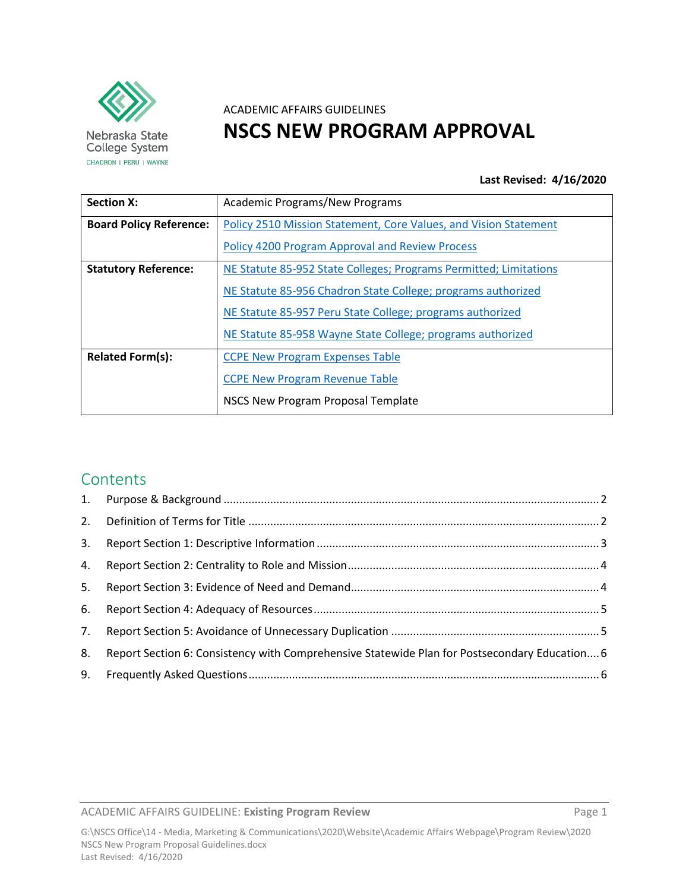ACADEMIC AFFAIRS GUIDELINES

# NSCS NEW PROGRAM APPROVAL

**Last Revised: 4/16/2020**

| | |
|---|---|
| **Section X:** | Academic Programs/New Programs |
| **Board Policy Reference:** | Policy 2510 Mission Statement, Core Values, and Vision Statement<br>Policy 4200 Program Approval and Review Process |
| **Statutory Reference:** | NE Statute 85-952 State Colleges; Programs Permitted; Limitations<br>NE Statute 85-956 Chadron State College; programs authorized<br>NE Statute 85-957 Peru State College; programs authorized<br>NE Statute 85-958 Wayne State College; programs authorized |
| **Related Form(s):** | CCPE New Program Expenses Table<br>CCPE New Program Revenue Table<br>NSCS New Program Proposal Template |

## Contents

1. Purpose & Background ........ 2
2. Definition of Terms for Title ........ 2
3. Report Section 1: Descriptive Information ........ 3
4. Report Section 2: Centrality to Role and Mission ........ 4
5. Report Section 3: Evidence of Need and Demand ........ 4
6. Report Section 4: Adequacy of Resources ........ 5
7. Report Section 5: Avoidance of Unnecessary Duplication ........ 5
8. Report Section 6: Consistency with Comprehensive Statewide Plan for Postsecondary Education ........ 6
9. Frequently Asked Questions ........ 6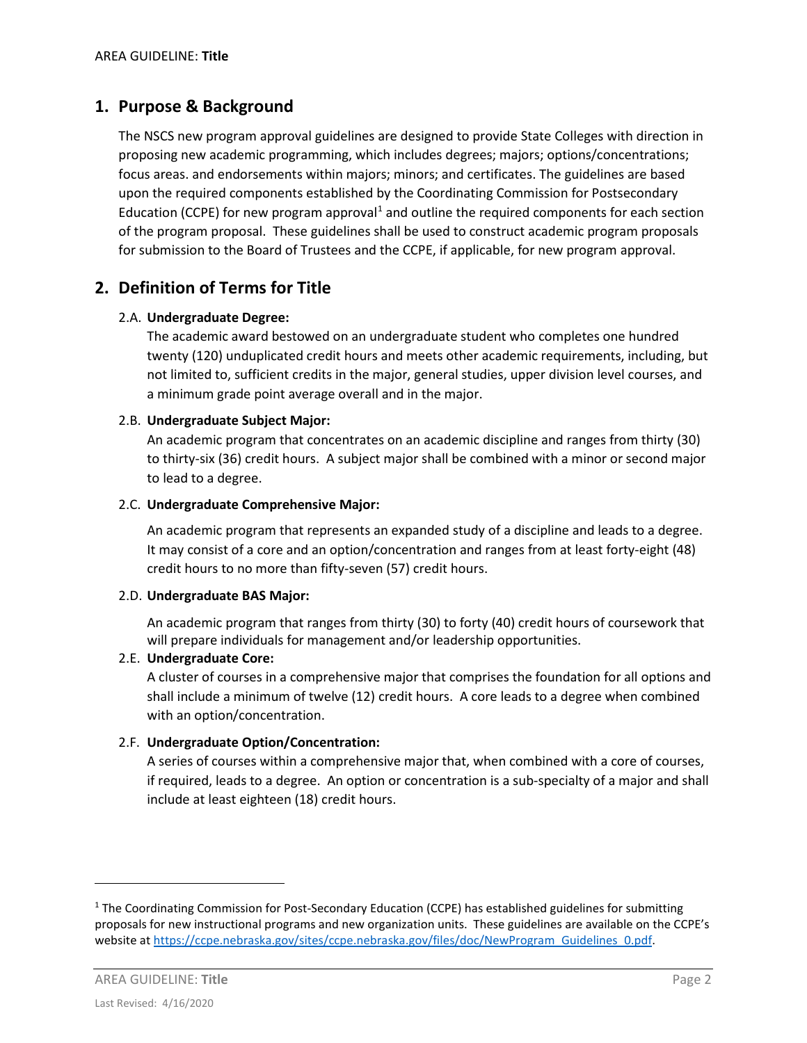## 1. Purpose & Background

The NSCS new program approval guidelines are designed to provide State Colleges with direction in proposing new academic programming, which includes degrees; majors; options/concentrations; focus areas. and endorsements within majors; minors; and certificates. The guidelines are based upon the required components established by the Coordinating Commission for Postsecondary Education (CCPE) for new program approval[1] and outline the required components for each section of the program proposal. These guidelines shall be used to construct academic program proposals for submission to the Board of Trustees and the CCPE, if applicable, for new program approval.

## 2. Definition of Terms for Title

2.A. **Undergraduate Degree:**

The academic award bestowed on an undergraduate student who completes one hundred twenty (120) unduplicated credit hours and meets other academic requirements, including, but not limited to, sufficient credits in the major, general studies, upper division level courses, and a minimum grade point average overall and in the major.

2.B. **Undergraduate Subject Major:**

An academic program that concentrates on an academic discipline and ranges from thirty (30) to thirty-six (36) credit hours. A subject major shall be combined with a minor or second major to lead to a degree.

2.C. **Undergraduate Comprehensive Major:**

An academic program that represents an expanded study of a discipline and leads to a degree. It may consist of a core and an option/concentration and ranges from at least forty-eight (48) credit hours to no more than fifty-seven (57) credit hours.

2.D. **Undergraduate BAS Major:**

An academic program that ranges from thirty (30) to forty (40) credit hours of coursework that will prepare individuals for management and/or leadership opportunities.

2.E. **Undergraduate Core:**

A cluster of courses in a comprehensive major that comprises the foundation for all options and shall include a minimum of twelve (12) credit hours. A core leads to a degree when combined with an option/concentration.

2.F. **Undergraduate Option/Concentration:**

A series of courses within a comprehensive major that, when combined with a core of courses, if required, leads to a degree. An option or concentration is a sub-specialty of a major and shall include at least eighteen (18) credit hours.

---

[1] The Coordinating Commission for Post-Secondary Education (CCPE) has established guidelines for submitting proposals for new instructional programs and new organization units. These guidelines are available on the CCPE's website at https://ccpe.nebraska.gov/sites/ccpe.nebraska.gov/files/doc/NewProgram_Guidelines_0.pdf.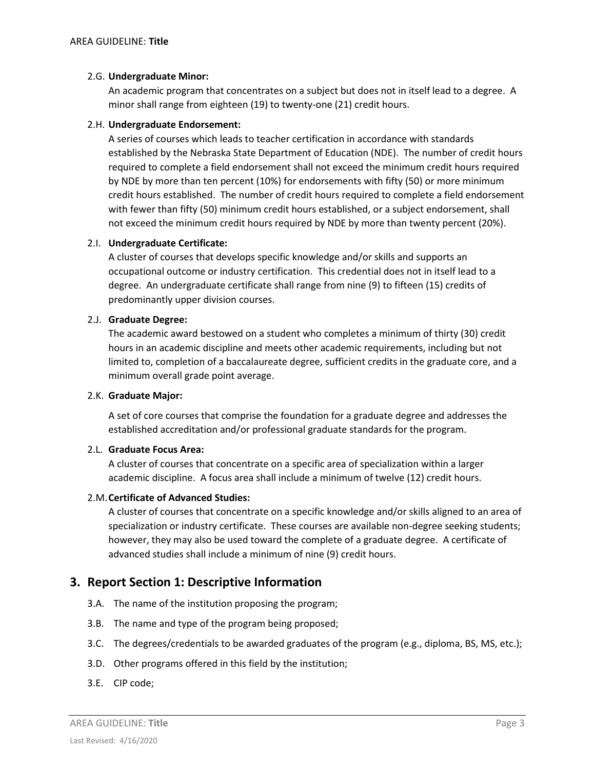2.G. **Undergraduate Minor:**

An academic program that concentrates on a subject but does not in itself lead to a degree. A minor shall range from eighteen (19) to twenty-one (21) credit hours.

2.H. **Undergraduate Endorsement:**

A series of courses which leads to teacher certification in accordance with standards established by the Nebraska State Department of Education (NDE). The number of credit hours required to complete a field endorsement shall not exceed the minimum credit hours required by NDE by more than ten percent (10%) for endorsements with fifty (50) or more minimum credit hours established. The number of credit hours required to complete a field endorsement with fewer than fifty (50) minimum credit hours established, or a subject endorsement, shall not exceed the minimum credit hours required by NDE by more than twenty percent (20%).

2.I. **Undergraduate Certificate:**

A cluster of courses that develops specific knowledge and/or skills and supports an occupational outcome or industry certification. This credential does not in itself lead to a degree. An undergraduate certificate shall range from nine (9) to fifteen (15) credits of predominantly upper division courses.

2.J. **Graduate Degree:**

The academic award bestowed on a student who completes a minimum of thirty (30) credit hours in an academic discipline and meets other academic requirements, including but not limited to, completion of a baccalaureate degree, sufficient credits in the graduate core, and a minimum overall grade point average.

2.K. **Graduate Major:**

A set of core courses that comprise the foundation for a graduate degree and addresses the established accreditation and/or professional graduate standards for the program.

2.L. **Graduate Focus Area:**

A cluster of courses that concentrate on a specific area of specialization within a larger academic discipline. A focus area shall include a minimum of twelve (12) credit hours.

2.M. **Certificate of Advanced Studies:**

A cluster of courses that concentrate on a specific knowledge and/or skills aligned to an area of specialization or industry certificate. These courses are available non-degree seeking students; however, they may also be used toward the complete of a graduate degree. A certificate of advanced studies shall include a minimum of nine (9) credit hours.

## 3. Report Section 1: Descriptive Information

3.A. The name of the institution proposing the program;

3.B. The name and type of the program being proposed;

3.C. The degrees/credentials to be awarded graduates of the program (e.g., diploma, BS, MS, etc.);

3.D. Other programs offered in this field by the institution;

3.E. CIP code;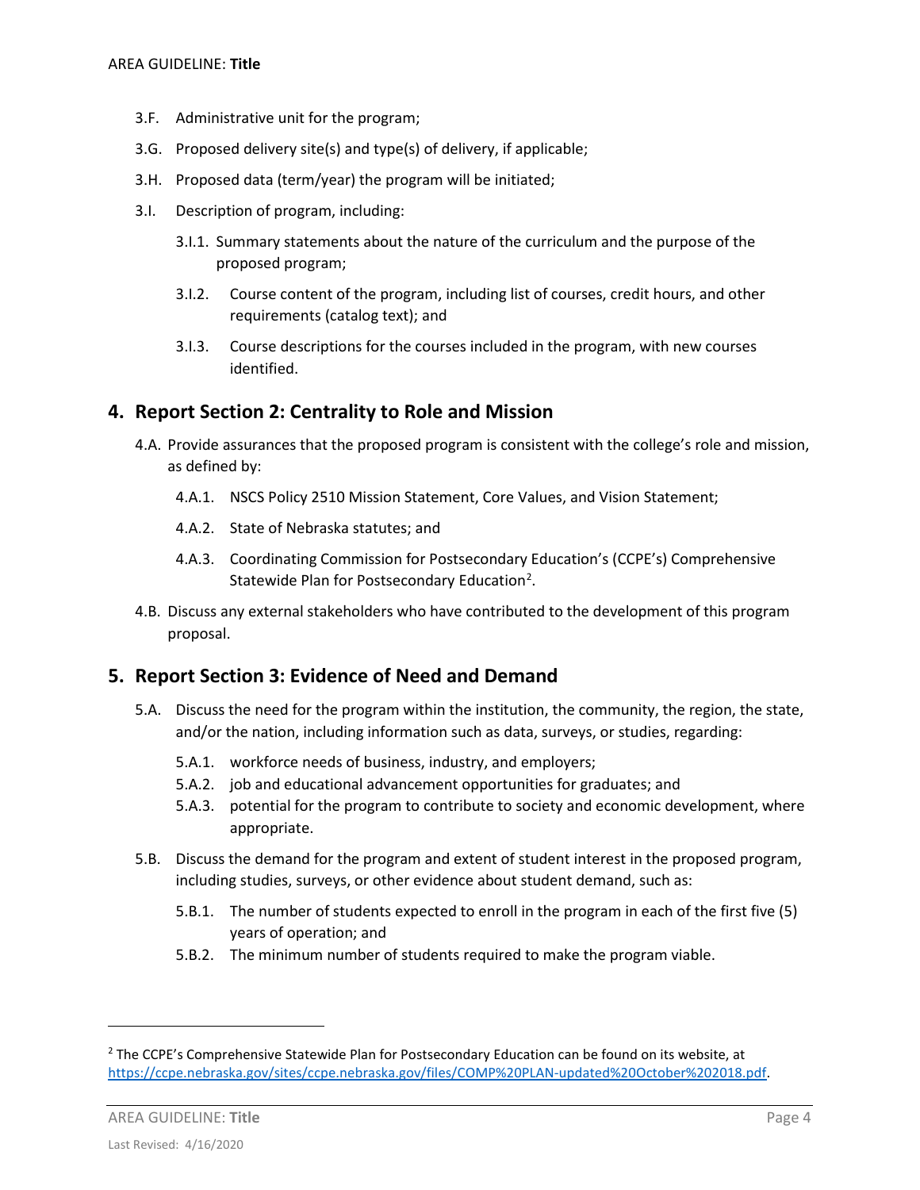- 3.F. Administrative unit for the program;
- 3.G. Proposed delivery site(s) and type(s) of delivery, if applicable;
- 3.H. Proposed data (term/year) the program will be initiated;
- 3.I. Description of program, including:
  - 3.I.1. Summary statements about the nature of the curriculum and the purpose of the proposed program;
  - 3.I.2. Course content of the program, including list of courses, credit hours, and other requirements (catalog text); and
  - 3.I.3. Course descriptions for the courses included in the program, with new courses identified.

## 4. Report Section 2: Centrality to Role and Mission

- 4.A. Provide assurances that the proposed program is consistent with the college's role and mission, as defined by:
  - 4.A.1. NSCS Policy 2510 Mission Statement, Core Values, and Vision Statement;
  - 4.A.2. State of Nebraska statutes; and
  - 4.A.3. Coordinating Commission for Postsecondary Education's (CCPE's) Comprehensive Statewide Plan for Postsecondary Education[2].
- 4.B. Discuss any external stakeholders who have contributed to the development of this program proposal.

## 5. Report Section 3: Evidence of Need and Demand

- 5.A. Discuss the need for the program within the institution, the community, the region, the state, and/or the nation, including information such as data, surveys, or studies, regarding:
  - 5.A.1. workforce needs of business, industry, and employers;
  - 5.A.2. job and educational advancement opportunities for graduates; and
  - 5.A.3. potential for the program to contribute to society and economic development, where appropriate.
- 5.B. Discuss the demand for the program and extent of student interest in the proposed program, including studies, surveys, or other evidence about student demand, such as:
  - 5.B.1. The number of students expected to enroll in the program in each of the first five (5) years of operation; and
  - 5.B.2. The minimum number of students required to make the program viable.

---

[2] The CCPE's Comprehensive Statewide Plan for Postsecondary Education can be found on its website, at https://ccpe.nebraska.gov/sites/ccpe.nebraska.gov/files/COMP%20PLAN-updated%20October%202018.pdf.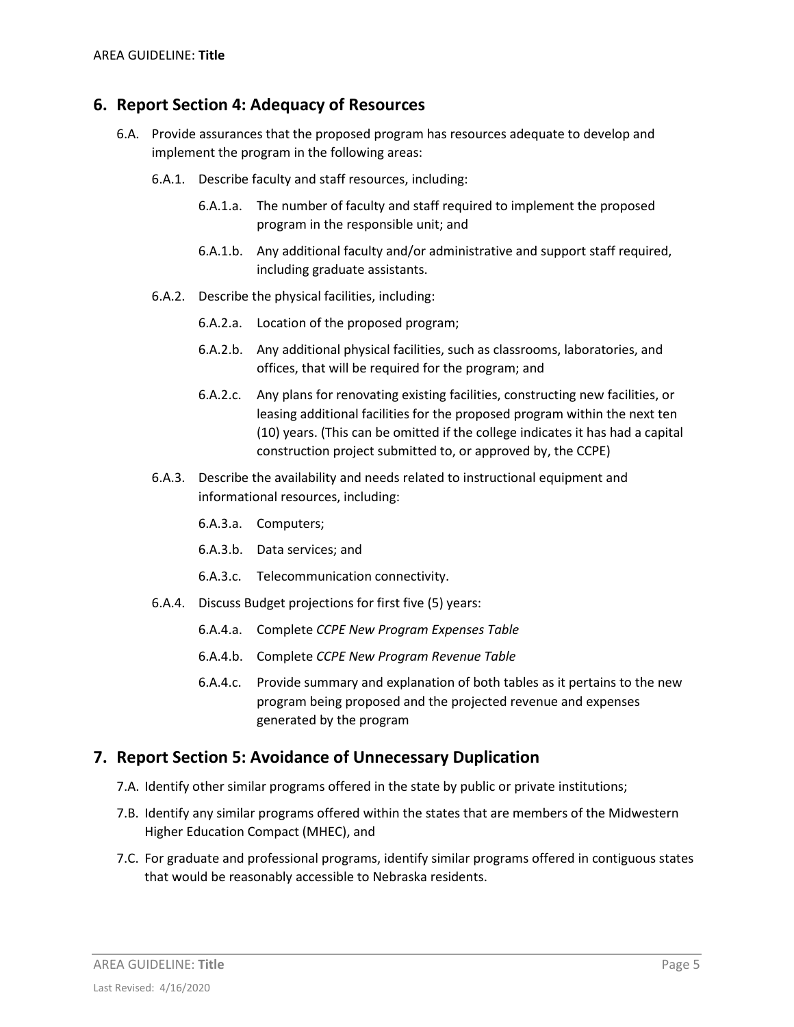## 6. Report Section 4: Adequacy of Resources

6.A. Provide assurances that the proposed program has resources adequate to develop and implement the program in the following areas:

- 6.A.1. Describe faculty and staff resources, including:
  - 6.A.1.a. The number of faculty and staff required to implement the proposed program in the responsible unit; and
  - 6.A.1.b. Any additional faculty and/or administrative and support staff required, including graduate assistants.
- 6.A.2. Describe the physical facilities, including:
  - 6.A.2.a. Location of the proposed program;
  - 6.A.2.b. Any additional physical facilities, such as classrooms, laboratories, and offices, that will be required for the program; and
  - 6.A.2.c. Any plans for renovating existing facilities, constructing new facilities, or leasing additional facilities for the proposed program within the next ten (10) years. (This can be omitted if the college indicates it has had a capital construction project submitted to, or approved by, the CCPE)
- 6.A.3. Describe the availability and needs related to instructional equipment and informational resources, including:
  - 6.A.3.a. Computers;
  - 6.A.3.b. Data services; and
  - 6.A.3.c. Telecommunication connectivity.
- 6.A.4. Discuss Budget projections for first five (5) years:
  - 6.A.4.a. Complete *CCPE New Program Expenses Table*
  - 6.A.4.b. Complete *CCPE New Program Revenue Table*
  - 6.A.4.c. Provide summary and explanation of both tables as it pertains to the new program being proposed and the projected revenue and expenses generated by the program

## 7. Report Section 5: Avoidance of Unnecessary Duplication

7.A. Identify other similar programs offered in the state by public or private institutions;

7.B. Identify any similar programs offered within the states that are members of the Midwestern Higher Education Compact (MHEC), and

7.C. For graduate and professional programs, identify similar programs offered in contiguous states that would be reasonably accessible to Nebraska residents.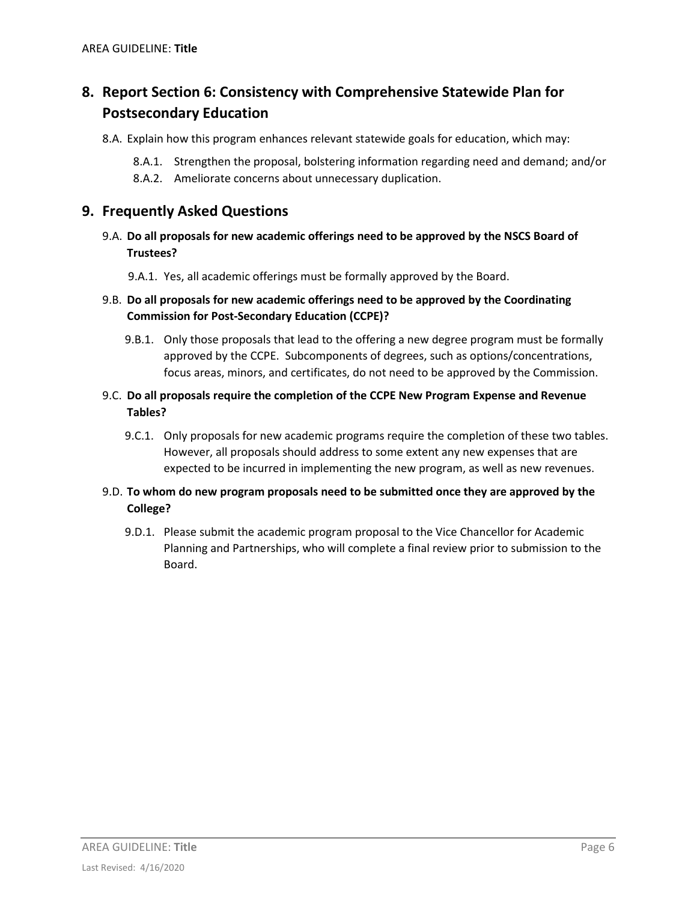## 8. Report Section 6: Consistency with Comprehensive Statewide Plan for Postsecondary Education

8.A. Explain how this program enhances relevant statewide goals for education, which may:

8.A.1. Strengthen the proposal, bolstering information regarding need and demand; and/or

8.A.2. Ameliorate concerns about unnecessary duplication.

## 9. Frequently Asked Questions

9.A. **Do all proposals for new academic offerings need to be approved by the NSCS Board of Trustees?**

9.A.1. Yes, all academic offerings must be formally approved by the Board.

9.B. **Do all proposals for new academic offerings need to be approved by the Coordinating Commission for Post-Secondary Education (CCPE)?**

9.B.1. Only those proposals that lead to the offering a new degree program must be formally approved by the CCPE. Subcomponents of degrees, such as options/concentrations, focus areas, minors, and certificates, do not need to be approved by the Commission.

9.C. **Do all proposals require the completion of the CCPE New Program Expense and Revenue Tables?**

9.C.1. Only proposals for new academic programs require the completion of these two tables. However, all proposals should address to some extent any new expenses that are expected to be incurred in implementing the new program, as well as new revenues.

9.D. **To whom do new program proposals need to be submitted once they are approved by the College?**

9.D.1. Please submit the academic program proposal to the Vice Chancellor for Academic Planning and Partnerships, who will complete a final review prior to submission to the Board.